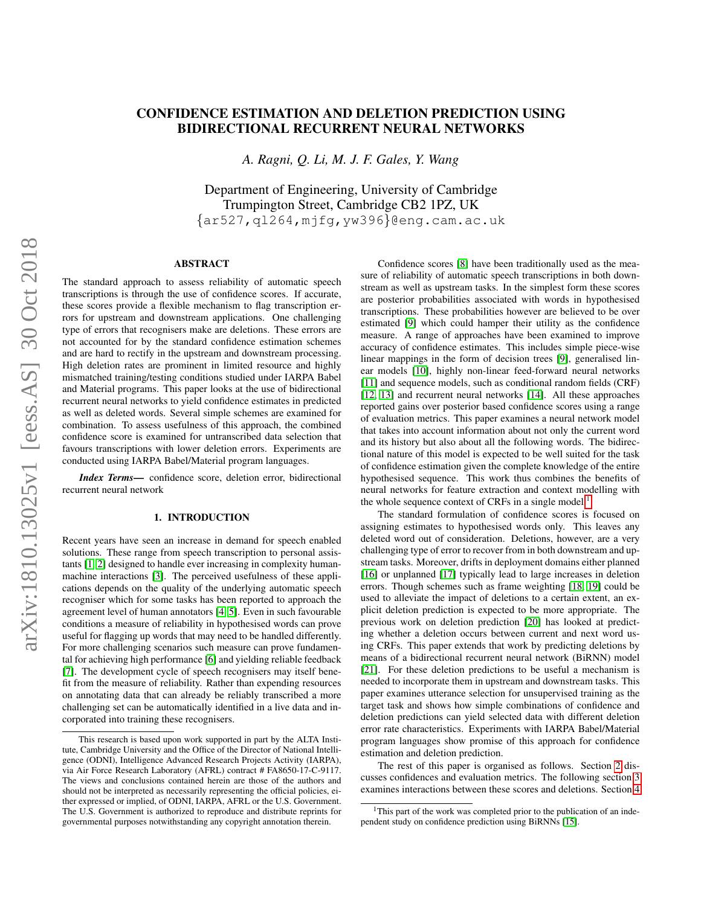# CONFIDENCE ESTIMATION AND DELETION PREDICTION USING BIDIRECTIONAL RECURRENT NEURAL NETWORKS

*A. Ragni, Q. Li, M. J. F. Gales, Y. Wang*

Department of Engineering, University of Cambridge
Trumpington Street, Cambridge CB2 1PZ, UK
{ar527,ql264,mjfg,yw396}@eng.cam.ac.uk

## ABSTRACT

The standard approach to assess reliability of automatic speech transcriptions is through the use of confidence scores. If accurate, these scores provide a flexible mechanism to flag transcription errors for upstream and downstream applications. One challenging type of errors that recognisers make are deletions. These errors are not accounted for by the standard confidence estimation schemes and are hard to rectify in the upstream and downstream processing. High deletion rates are prominent in limited resource and highly mismatched training/testing conditions studied under IARPA Babel and Material programs. This paper looks at the use of bidirectional recurrent neural networks to yield confidence estimates in predicted as well as deleted words. Several simple schemes are examined for combination. To assess usefulness of this approach, the combined confidence score is examined for untranscribed data selection that favours transcriptions with lower deletion errors. Experiments are conducted using IARPA Babel/Material program languages.

***Index Terms—*** confidence score, deletion error, bidirectional recurrent neural network

## 1. INTRODUCTION

Recent years have seen an increase in demand for speech enabled solutions. These range from speech transcription to personal assistants [1, 2] designed to handle ever increasing in complexity human-machine interactions [3]. The perceived usefulness of these applications depends on the quality of the underlying automatic speech recogniser which for some tasks has been reported to approach the agreement level of human annotators [4, 5]. Even in such favourable conditions a measure of reliability in hypothesised words can prove useful for flagging up words that may need to be handled differently. For more challenging scenarios such measure can prove fundamental for achieving high performance [6] and yielding reliable feedback [7]. The development cycle of speech recognisers may itself benefit from the measure of reliability. Rather than expending resources on annotating data that can already be reliably transcribed a more challenging set can be automatically identified in a live data and incorporated into training these recognisers.

Confidence scores [8] have been traditionally used as the measure of reliability of automatic speech transcriptions in both downstream as well as upstream tasks. In the simplest form these scores are posterior probabilities associated with words in hypothesised transcriptions. These probabilities however are believed to be over estimated [9] which could hamper their utility as the confidence measure. A range of approaches have been examined to improve accuracy of confidence estimates. This includes simple piece-wise linear mappings in the form of decision trees [9], generalised linear models [10], highly non-linear feed-forward neural networks [11] and sequence models, such as conditional random fields (CRF) [12, 13] and recurrent neural networks [14]. All these approaches reported gains over posterior based confidence scores using a range of evaluation metrics. This paper examines a neural network model that takes into account information about not only the current word and its history but also about all the following words. The bidirectional nature of this model is expected to be well suited for the task of confidence estimation given the complete knowledge of the entire hypothesised sequence. This work thus combines the benefits of neural networks for feature extraction and context modelling with the whole sequence context of CRFs in a single model [1].

The standard formulation of confidence scores is focused on assigning estimates to hypothesised words only. This leaves any deleted word out of consideration. Deletions, however, are a very challenging type of error to recover from in both downstream and upstream tasks. Moreover, drifts in deployment domains either planned [16] or unplanned [17] typically lead to large increases in deletion errors. Though schemes such as frame weighting [18, 19] could be used to alleviate the impact of deletions to a certain extent, an explicit deletion prediction is expected to be more appropriate. The previous work on deletion prediction [20] has looked at predicting whether a deletion occurs between current and next word using CRFs. This paper extends that work by predicting deletions by means of a bidirectional recurrent neural network (BiRNN) model [21]. For these deletion predictions to be useful a mechanism is needed to incorporate them in upstream and downstream tasks. This paper examines utterance selection for unsupervised training as the target task and shows how simple combinations of confidence and deletion predictions can yield selected data with different deletion error rate characteristics. Experiments with IARPA Babel/Material program languages show promise of this approach for confidence estimation and deletion prediction.

The rest of this paper is organised as follows. Section 2 discusses confidences and evaluation metrics. The following section 3 examines interactions between these scores and deletions. Section 4

---

This research is based upon work supported in part by the ALTA Institute, Cambridge University and the Office of the Director of National Intelligence (ODNI), Intelligence Advanced Research Projects Activity (IARPA), via Air Force Research Laboratory (AFRL) contract # FA8650-17-C-9117. The views and conclusions contained herein are those of the authors and should not be interpreted as necessarily representing the official policies, either expressed or implied, of ODNI, IARPA, AFRL or the U.S. Government. The U.S. Government is authorized to reproduce and distribute reprints for governmental purposes notwithstanding any copyright annotation therein.

[1] This part of the work was completed prior to the publication of an independent study on confidence prediction using BiRNNs [15].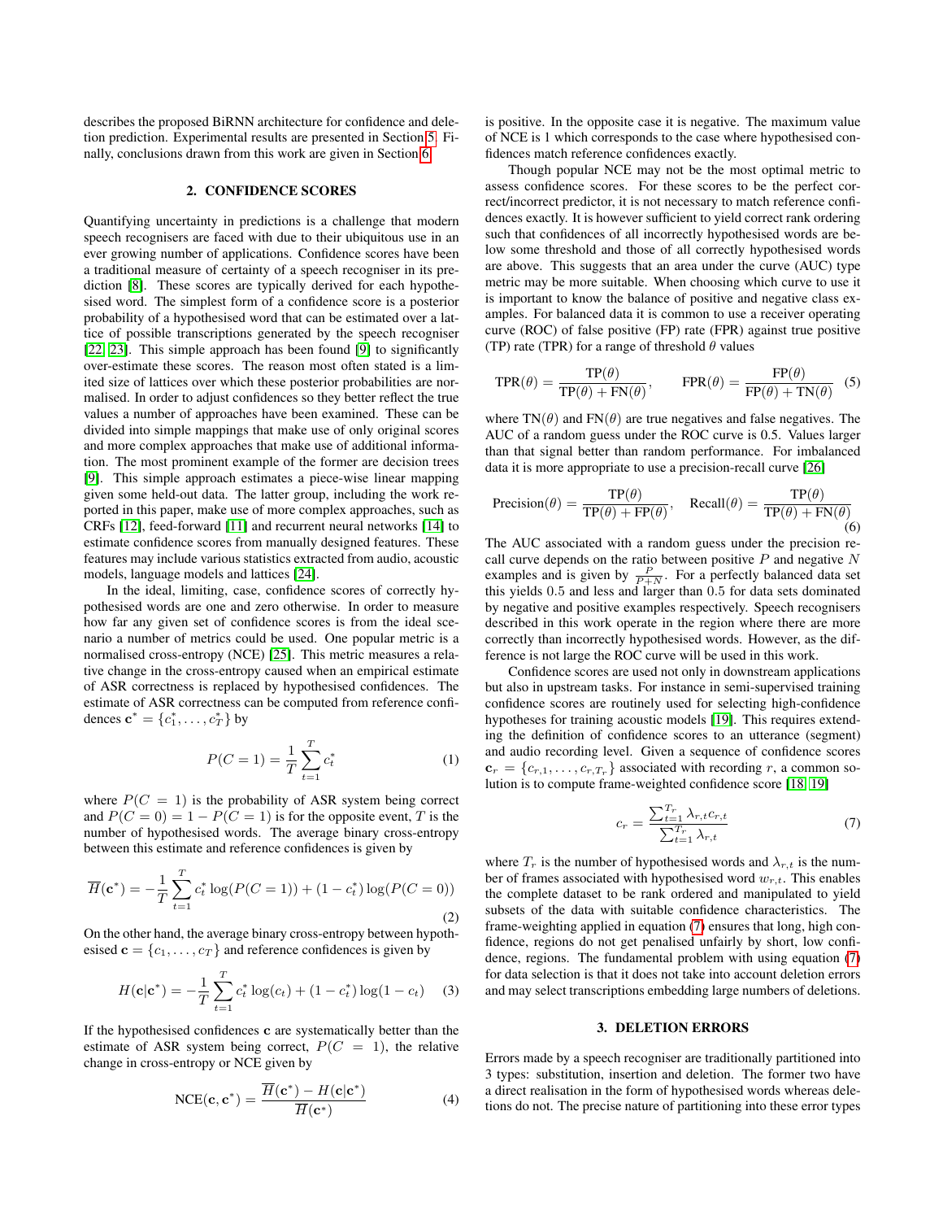describes the proposed BiRNN architecture for confidence and deletion prediction. Experimental results are presented in Section 5. Finally, conclusions drawn from this work are given in Section 6.

## 2. CONFIDENCE SCORES

Quantifying uncertainty in predictions is a challenge that modern speech recognisers are faced with due to their ubiquitous use in an ever growing number of applications. Confidence scores have been a traditional measure of certainty of a speech recogniser in its prediction [8]. These scores are typically derived for each hypothesised word. The simplest form of a confidence score is a posterior probability of a hypothesised word that can be estimated over a lattice of possible transcriptions generated by the speech recogniser [22, 23]. This simple approach has been found [9] to significantly over-estimate these scores. The reason most often stated is a limited size of lattices over which these posterior probabilities are normalised. In order to adjust confidences so they better reflect the true values a number of approaches have been examined. These can be divided into simple mappings that make use of only original scores and more complex approaches that make use of additional information. The most prominent example of the former are decision trees [9]. This simple approach estimates a piece-wise linear mapping given some held-out data. The latter group, including the work reported in this paper, make use of more complex approaches, such as CRFs [12], feed-forward [11] and recurrent neural networks [14] to estimate confidence scores from manually designed features. These features may include various statistics extracted from audio, acoustic models, language models and lattices [24].

In the ideal, limiting, case, confidence scores of correctly hypothesised words are one and zero otherwise. In order to measure how far any given set of confidence scores is from the ideal scenario a number of metrics could be used. One popular metric is a normalised cross-entropy (NCE) [25]. This metric measures a relative change in the cross-entropy caused when an empirical estimate of ASR correctness is replaced by hypothesised confidences. The estimate of ASR correctness can be computed from reference confidences $\mathbf{c}^* = \{c_1^*, \ldots, c_T^*\}$ by

$$P(C = 1) = \frac{1}{T}\sum_{t=1}^{T} c_t^* \tag{1}$$

where $P(C = 1)$ is the probability of ASR system being correct and $P(C = 0) = 1 - P(C = 1)$ is for the opposite event, $T$ is the number of hypothesised words. The average binary cross-entropy between this estimate and reference confidences is given by

$$\overline{H}(\mathbf{c}^*) = -\frac{1}{T}\sum_{t=1}^{T} c_t^* \log(P(C=1)) + (1-c_t^*)\log(P(C=0)) \tag{2}$$

On the other hand, the average binary cross-entropy between hypothesised $\mathbf{c} = \{c_1, \ldots, c_T\}$ and reference confidences is given by

$$H(\mathbf{c}|\mathbf{c}^*) = -\frac{1}{T}\sum_{t=1}^{T} c_t^* \log(c_t) + (1-c_t^*)\log(1-c_t) \tag{3}$$

If the hypothesised confidences $\mathbf{c}$ are systematically better than the estimate of ASR system being correct, $P(C = 1)$, the relative change in cross-entropy or NCE given by

$$\text{NCE}(\mathbf{c}, \mathbf{c}^*) = \frac{\overline{H}(\mathbf{c}^*) - H(\mathbf{c}|\mathbf{c}^*)}{\overline{H}(\mathbf{c}^*)} \tag{4}$$

is positive. In the opposite case it is negative. The maximum value of NCE is 1 which corresponds to the case where hypothesised confidences match reference confidences exactly.

Though popular NCE may not be the most optimal metric to assess confidence scores. For these scores to be the perfect correct/incorrect predictor, it is not necessary to match reference confidences exactly. It is however sufficient to yield correct rank ordering such that confidences of all incorrectly hypothesised words are below some threshold and those of all correctly hypothesised words are above. This suggests that an area under the curve (AUC) type metric may be more suitable. When choosing which curve to use it is important to know the balance of positive and negative class examples. For balanced data it is common to use a receiver operating curve (ROC) of false positive (FP) rate (FPR) against true positive (TP) rate (TPR) for a range of threshold $\theta$ values

$$\text{TPR}(\theta) = \frac{\text{TP}(\theta)}{\text{TP}(\theta) + \text{FN}(\theta)}, \qquad \text{FPR}(\theta) = \frac{\text{FP}(\theta)}{\text{FP}(\theta) + \text{TN}(\theta)} \tag{5}$$

where $\text{TN}(\theta)$ and $\text{FN}(\theta)$ are true negatives and false negatives. The AUC of a random guess under the ROC curve is 0.5. Values larger than that signal better than random performance. For imbalanced data it is more appropriate to use a precision-recall curve [26]

$$\text{Precision}(\theta) = \frac{\text{TP}(\theta)}{\text{TP}(\theta) + \text{FP}(\theta)}, \quad \text{Recall}(\theta) = \frac{\text{TP}(\theta)}{\text{TP}(\theta) + \text{FN}(\theta)} \tag{6}$$

The AUC associated with a random guess under the precision recall curve depends on the ratio between positive $P$ and negative $N$ examples and is given by $\frac{P}{P+N}$. For a perfectly balanced data set this yields 0.5 and less and larger than 0.5 for data sets dominated by negative and positive examples respectively. Speech recognisers described in this work operate in the region where there are more correctly than incorrectly hypothesised words. However, as the difference is not large the ROC curve will be used in this work.

Confidence scores are used not only in downstream applications but also in upstream tasks. For instance in semi-supervised training confidence scores are routinely used for selecting high-confidence hypotheses for training acoustic models [19]. This requires extending the definition of confidence scores to an utterance (segment) and audio recording level. Given a sequence of confidence scores $\mathbf{c}_r = \{c_{r,1}, \ldots, c_{r,T_r}\}$ associated with recording $r$, a common solution is to compute frame-weighted confidence score [18, 19]

$$c_r = \frac{\sum_{t=1}^{T_r} \lambda_{r,t} c_{r,t}}{\sum_{t=1}^{T_r} \lambda_{r,t}} \tag{7}$$

where $T_r$ is the number of hypothesised words and $\lambda_{r,t}$ is the number of frames associated with hypothesised word $w_{r,t}$. This enables the complete dataset to be rank ordered and manipulated to yield subsets of the data with suitable confidence characteristics. The frame-weighting applied in equation (7) ensures that long, high confidence, regions do not get penalised unfairly by short, low confidence, regions. The fundamental problem with using equation (7) for data selection is that it does not take into account deletion errors and may select transcriptions embedding large numbers of deletions.

## 3. DELETION ERRORS

Errors made by a speech recogniser are traditionally partitioned into 3 types: substitution, insertion and deletion. The former two have a direct realisation in the form of hypothesised words whereas deletions do not. The precise nature of partitioning into these error types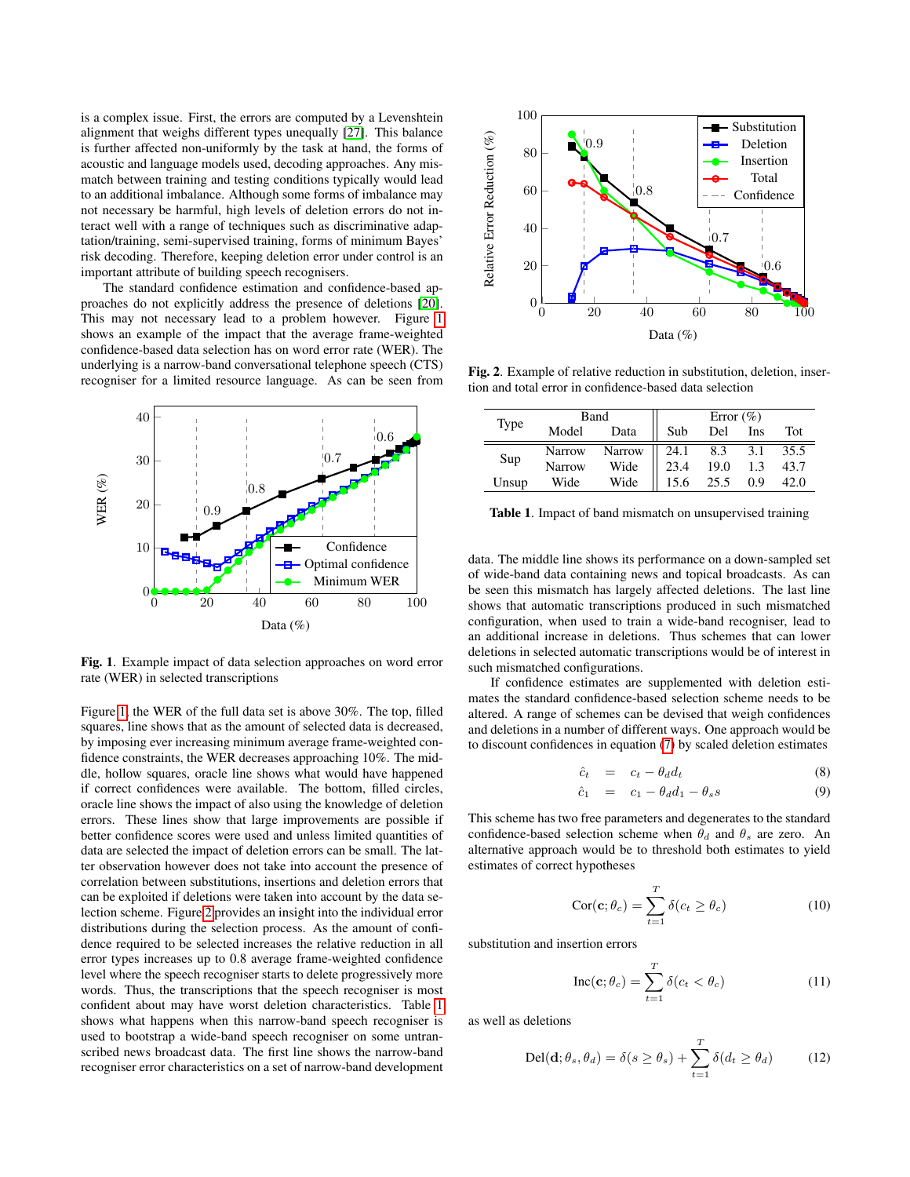is a complex issue. First, the errors are computed by a Levenshtein alignment that weighs different types unequally [27]. This balance is further affected non-uniformly by the task at hand, the forms of acoustic and language models used, decoding approaches. Any mismatch between training and testing conditions typically would lead to an additional imbalance. Although some forms of imbalance may not necessary be harmful, high levels of deletion errors do not interact well with a range of techniques such as discriminative adaptation/training, semi-supervised training, forms of minimum Bayes' risk decoding. Therefore, keeping deletion error under control is an important attribute of building speech recognisers.

The standard confidence estimation and confidence-based approaches do not explicitly address the presence of deletions [20]. This may not necessary lead to a problem however. Figure 1 shows an example of the impact that the average frame-weighted confidence-based data selection has on word error rate (WER). The underlying is a narrow-band conversational telephone speech (CTS) recogniser for a limited resource language. As can be seen from Figure 1, the WER of the full data set is above 30%. The top, filled squares, line shows that as the amount of selected data is decreased, by imposing ever increasing minimum average frame-weighted confidence constraints, the WER decreases approaching 10%. The middle, hollow squares, oracle line shows what would have happened if correct confidences were available. The bottom, filled circles, oracle line shows the impact of also using the knowledge of deletion errors. These lines show that large improvements are possible if better confidence scores were used and unless limited quantities of data are selected the impact of deletion errors can be small. The latter observation however does not take into account the presence of correlation between substitutions, insertions and deletion errors that can be exploited if deletions were taken into account by the data selection scheme. Figure 2 provides an insight into the individual error distributions during the selection process. As the amount of confidence required to be selected increases the relative reduction in all error types increases up to 0.8 average frame-weighted confidence level where the speech recogniser starts to delete progressively more words. Thus, the transcriptions that the speech recogniser is most confident about may have worst deletion characteristics. Table 1 shows what happens when this narrow-band speech recogniser is used to bootstrap a wide-band speech recogniser on some untranscribed news broadcast data. The first line shows the narrow-band recogniser error characteristics on a set of narrow-band development data. The middle line shows its performance on a down-sampled set of wide-band data containing news and topical broadcasts. As can be seen this mismatch has largely affected deletions. The last line shows that automatic transcriptions produced in such mismatched configuration, when used to train a wide-band recogniser, lead to an additional increase in deletions. Thus schemes that can lower deletions in selected automatic transcriptions would be of interest in such mismatched configurations.

**Fig. 1**. Example impact of data selection approaches on word error rate (WER) in selected transcriptions

**Fig. 2**. Example of relative reduction in substitution, deletion, insertion and total error in confidence-based data selection

| Type | Band | | Error (%) | | | |
|---|---|---|---|---|---|---|
| | Model | Data | Sub | Del | Ins | Tot |
| Sup | Narrow | Narrow | 24.1 | 8.3 | 3.1 | 35.5 |
| | Narrow | Wide | 23.4 | 19.0 | 1.3 | 43.7 |
| Unsup | Wide | Wide | 15.6 | 25.5 | 0.9 | 42.0 |

**Table 1**. Impact of band mismatch on unsupervised training

If confidence estimates are supplemented with deletion estimates the standard confidence-based selection scheme needs to be altered. A range of schemes can be devised that weigh confidences and deletions in a number of different ways. One approach would be to discount confidences in equation (7) by scaled deletion estimates

$$\hat{c}_t = c_t - \theta_d d_t \quad (8)$$

$$\hat{c}_1 = c_1 - \theta_d d_1 - \theta_s s \quad (9)$$

This scheme has two free parameters and degenerates to the standard confidence-based selection scheme when $\theta_d$ and $\theta_s$ are zero. An alternative approach would be to threshold both estimates to yield estimates of correct hypotheses

$$\text{Cor}(\mathbf{c}; \theta_c) = \sum_{t=1}^{T} \delta(c_t \geq \theta_c) \quad (10)$$

substitution and insertion errors

$$\text{Inc}(\mathbf{c}; \theta_c) = \sum_{t=1}^{T} \delta(c_t < \theta_c) \quad (11)$$

as well as deletions

$$\text{Del}(\mathbf{d}; \theta_s, \theta_d) = \delta(s \geq \theta_s) + \sum_{t=1}^{T} \delta(d_t \geq \theta_d) \quad (12)$$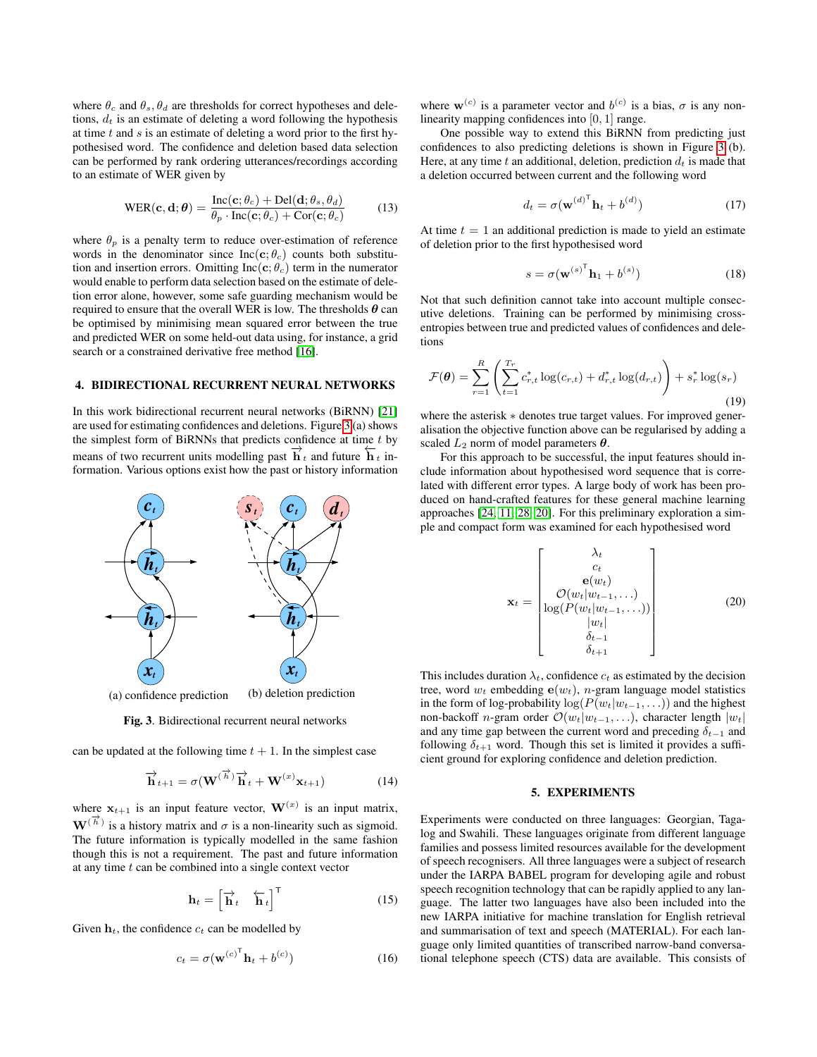where $\theta_c$ and $\theta_s, \theta_d$ are thresholds for correct hypotheses and deletions, $d_t$ is an estimate of deleting a word following the hypothesis at time $t$ and $s$ is an estimate of deleting a word prior to the first hypothesised word. The confidence and deletion based data selection can be performed by rank ordering utterances/recordings according to an estimate of WER given by

$$\text{WER}(\mathbf{c}, \mathbf{d}; \boldsymbol{\theta}) = \frac{\text{Inc}(\mathbf{c}; \theta_c) + \text{Del}(\mathbf{d}; \theta_s, \theta_d)}{\theta_p \cdot \text{Inc}(\mathbf{c}; \theta_c) + \text{Cor}(\mathbf{c}; \theta_c)} \tag{13}$$

where $\theta_p$ is a penalty term to reduce over-estimation of reference words in the denominator since $\text{Inc}(\mathbf{c}; \theta_c)$ counts both substitution and insertion errors. Omitting $\text{Inc}(\mathbf{c}; \theta_c)$ term in the numerator would enable to perform data selection based on the estimate of deletion error alone, however, some safe guarding mechanism would be required to ensure that the overall WER is low. The thresholds $\boldsymbol{\theta}$ can be optimised by minimising mean squared error between the true and predicted WER on some held-out data using, for instance, a grid search or a constrained derivative free method [16].

## 4. BIDIRECTIONAL RECURRENT NEURAL NETWORKS

In this work bidirectional recurrent neural networks (BiRNN) [21] are used for estimating confidences and deletions. Figure 3 (a) shows the simplest form of BiRNNs that predicts confidence at time $t$ by means of two recurrent units modelling past $\overrightarrow{\mathbf{h}}_t$ and future $\overleftarrow{\mathbf{h}}_t$ information. Various options exist how the past or history information can be updated at the following time $t+1$. In the simplest case

(a) confidence prediction (b) deletion prediction

**Fig. 3**. Bidirectional recurrent neural networks

$$\overrightarrow{\mathbf{h}}_{t+1} = \sigma(\mathbf{W}^{(\overrightarrow{h})}\overrightarrow{\mathbf{h}}_t + \mathbf{W}^{(x)}\mathbf{x}_{t+1}) \tag{14}$$

where $\mathbf{x}_{t+1}$ is an input feature vector, $\mathbf{W}^{(x)}$ is an input matrix, $\mathbf{W}^{(\overrightarrow{h})}$ is a history matrix and $\sigma$ is a non-linearity such as sigmoid. The future information is typically modelled in the same fashion though this is not a requirement. The past and future information at any time $t$ can be combined into a single context vector

$$\mathbf{h}_t = \begin{bmatrix} \overrightarrow{\mathbf{h}}_t & \overleftarrow{\mathbf{h}}_t \end{bmatrix}^{\mathsf{T}} \tag{15}$$

Given $\mathbf{h}_t$, the confidence $c_t$ can be modelled by

$$c_t = \sigma(\mathbf{w}^{(c)^{\mathsf{T}}}\mathbf{h}_t + b^{(c)}) \tag{16}$$

where $\mathbf{w}^{(c)}$ is a parameter vector and $b^{(c)}$ is a bias, $\sigma$ is any non-linearity mapping confidences into $[0, 1]$ range.

One possible way to extend this BiRNN from predicting just confidences to also predicting deletions is shown in Figure 3 (b). Here, at any time $t$ an additional, deletion, prediction $d_t$ is made that a deletion occurred between current and the following word

$$d_t = \sigma(\mathbf{w}^{(d)^{\mathsf{T}}}\mathbf{h}_t + b^{(d)}) \tag{17}$$

At time $t = 1$ an additional prediction is made to yield an estimate of deletion prior to the first hypothesised word

$$s = \sigma(\mathbf{w}^{(s)^{\mathsf{T}}}\mathbf{h}_1 + b^{(s)}) \tag{18}$$

Not that such definition cannot take into account multiple consecutive deletions. Training can be performed by minimising cross-entropies between true and predicted values of confidences and deletions

$$\mathcal{F}(\boldsymbol{\theta}) = \sum_{r=1}^{R} \left( \sum_{t=1}^{T_r} c_{r,t}^* \log(c_{r,t}) + d_{r,t}^* \log(d_{r,t}) \right) + s_r^* \log(s_r) \tag{19}$$

where the asterisk $*$ denotes true target values. For improved generalisation the objective function above can be regularised by adding a scaled $L_2$ norm of model parameters $\boldsymbol{\theta}$.

For this approach to be successful, the input features should include information about hypothesised word sequence that is correlated with different error types. A large body of work has been produced on hand-crafted features for these general machine learning approaches [24, 11, 28, 20]. For this preliminary exploration a simple and compact form was examined for each hypothesised word

$$\mathbf{x}_t = \begin{bmatrix} \lambda_t \\ c_t \\ \mathbf{e}(w_t) \\ \mathcal{O}(w_t|w_{t-1}, \ldots) \\ \log(P(w_t|w_{t-1}, \ldots)) \\ |w_t| \\ \delta_{t-1} \\ \delta_{t+1} \end{bmatrix} \tag{20}$$

This includes duration $\lambda_t$, confidence $c_t$ as estimated by the decision tree, word $w_t$ embedding $\mathbf{e}(w_t)$, $n$-gram language model statistics in the form of log-probability $\log(P(w_t|w_{t-1}, \ldots))$ and the highest non-backoff $n$-gram order $\mathcal{O}(w_t|w_{t-1}, \ldots)$, character length $|w_t|$ and any time gap between the current word and preceding $\delta_{t-1}$ and following $\delta_{t+1}$ word. Though this set is limited it provides a sufficient ground for exploring confidence and deletion prediction.

## 5. EXPERIMENTS

Experiments were conducted on three languages: Georgian, Tagalog and Swahili. These languages originate from different language families and possess limited resources available for the development of speech recognisers. All three languages were a subject of research under the IARPA BABEL program for developing agile and robust speech recognition technology that can be rapidly applied to any language. The latter two languages have also been included into the new IARPA initiative for machine translation for English retrieval and summarisation of text and speech (MATERIAL). For each language only limited quantities of transcribed narrow-band conversational telephone speech (CTS) data are available. This consists of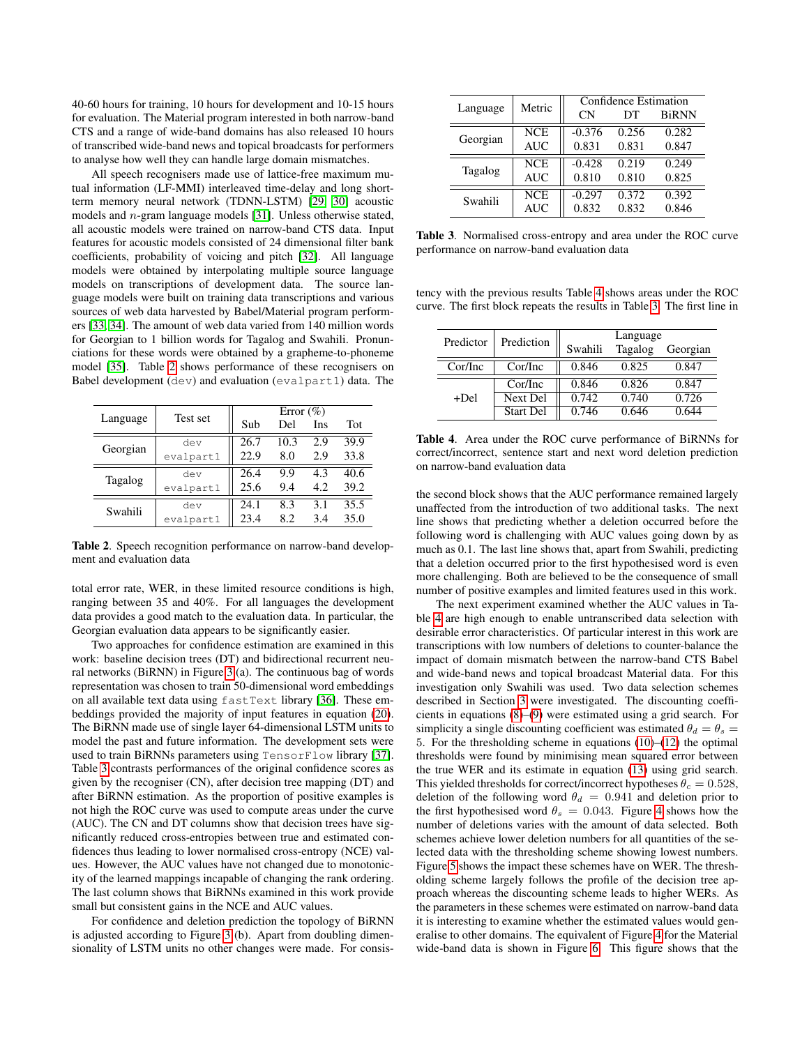40-60 hours for training, 10 hours for development and 10-15 hours for evaluation. The Material program interested in both narrow-band CTS and a range of wide-band domains has also released 10 hours of transcribed wide-band news and topical broadcasts for performers to analyse how well they can handle large domain mismatches.

All speech recognisers made use of lattice-free maximum mutual information (LF-MMI) interleaved time-delay and long short-term memory neural network (TDNN-LSTM) [29, 30] acoustic models and $n$-gram language models [31]. Unless otherwise stated, all acoustic models were trained on narrow-band CTS data. Input features for acoustic models consisted of 24 dimensional filter bank coefficients, probability of voicing and pitch [32]. All language models were obtained by interpolating multiple source language models on transcriptions of development data. The source language models were built on training data transcriptions and various sources of web data harvested by Babel/Material program performers [33, 34]. The amount of web data varied from 140 million words for Georgian to 1 billion words for Tagalog and Swahili. Pronunciations for these words were obtained by a grapheme-to-phoneme model [35]. Table 2 shows performance of these recognisers on Babel development (`dev`) and evaluation (`evalpart1`) data. The total error rate, WER, in these limited resource conditions is high, ranging between 35 and 40%. For all languages the development data provides a good match to the evaluation data. In particular, the Georgian evaluation data appears to be significantly easier.

| Language | Test set | Error (%) | | | |
|---|---|---|---|---|---|
| | | Sub | Del | Ins | Tot |
| Georgian | `dev` | 26.7 | 10.3 | 2.9 | 39.9 |
| | `evalpart1` | 22.9 | 8.0 | 2.9 | 33.8 |
| Tagalog | `dev` | 26.4 | 9.9 | 4.3 | 40.6 |
| | `evalpart1` | 25.6 | 9.4 | 4.2 | 39.2 |
| Swahili | `dev` | 24.1 | 8.3 | 3.1 | 35.5 |
| | `evalpart1` | 23.4 | 8.2 | 3.4 | 35.0 |

**Table 2**. Speech recognition performance on narrow-band development and evaluation data

Two approaches for confidence estimation are examined in this work: baseline decision trees (DT) and bidirectional recurrent neural networks (BiRNN) in Figure 3(a). The continuous bag of words representation was chosen to train 50-dimensional word embeddings on all available text data using `fastText` library [36]. These embeddings provided the majority of input features in equation (20). The BiRNN made use of single layer 64-dimensional LSTM units to model the past and future information. The development sets were used to train BiRNNs parameters using `TensorFlow` library [37]. Table 3 contrasts performances of the original confidence scores as given by the recogniser (CN), after decision tree mapping (DT) and after BiRNN estimation. As the proportion of positive examples is not high the ROC curve was used to compute areas under the curve (AUC). The CN and DT columns show that decision trees have significantly reduced cross-entropies between true and estimated confidences thus leading to lower normalised cross-entropy (NCE) values. However, the AUC values have not changed due to monotonicity of the learned mappings incapable of changing the rank ordering. The last column shows that BiRNNs examined in this work provide small but consistent gains in the NCE and AUC values.

| Language | Metric | Confidence Estimation | | |
|---|---|---|---|---|
| | | CN | DT | BiRNN |
| Georgian | NCE | -0.376 | 0.256 | 0.282 |
| | AUC | 0.831 | 0.831 | 0.847 |
| Tagalog | NCE | -0.428 | 0.219 | 0.249 |
| | AUC | 0.810 | 0.810 | 0.825 |
| Swahili | NCE | -0.297 | 0.372 | 0.392 |
| | AUC | 0.832 | 0.832 | 0.846 |

**Table 3**. Normalised cross-entropy and area under the ROC curve performance on narrow-band evaluation data

For confidence and deletion prediction the topology of BiRNN is adjusted according to Figure 3(b). Apart from doubling dimensionality of LSTM units no other changes were made. For consistency with the previous results Table 4 shows areas under the ROC curve. The first block repeats the results in Table 3. The first line in the second block shows that the AUC performance remained largely unaffected from the introduction of two additional tasks. The next line shows that predicting whether a deletion occurred before the following word is challenging with AUC values going down by as much as 0.1. The last line shows that, apart from Swahili, predicting that a deletion occurred prior to the first hypothesised word is even more challenging. Both are believed to be the consequence of small number of positive examples and limited features used in this work.

| Predictor | Prediction | Language | | |
|---|---|---|---|---|
| | | Swahili | Tagalog | Georgian |
| Cor/Inc | Cor/Inc | 0.846 | 0.825 | 0.847 |
| +Del | Cor/Inc | 0.846 | 0.826 | 0.847 |
| | Next Del | 0.742 | 0.740 | 0.726 |
| | Start Del | 0.746 | 0.646 | 0.644 |

**Table 4**. Area under the ROC curve performance of BiRNNs for correct/incorrect, sentence start and next word deletion prediction on narrow-band evaluation data

The next experiment examined whether the AUC values in Table 4 are high enough to enable untranscribed data selection with desirable error characteristics. Of particular interest in this work are transcriptions with low numbers of deletions to counter-balance the impact of domain mismatch between the narrow-band CTS Babel and wide-band news and topical broadcast Material data. For this investigation only Swahili was used. Two data selection schemes described in Section 3 were investigated. The discounting coefficients in equations (8)–(9) were estimated using a grid search. For simplicity a single discounting coefficient was estimated $\theta_d = \theta_s = 5$. For the thresholding scheme in equations (10)–(12) the optimal thresholds were found by minimising mean squared error between the true WER and its estimate in equation (13) using grid search. This yielded thresholds for correct/incorrect hypotheses $\theta_c = 0.528$, deletion of the following word $\theta_d = 0.941$ and deletion prior to the first hypothesised word $\theta_s = 0.043$. Figure 4 shows how the number of deletions varies with the amount of data selected. Both schemes achieve lower deletion numbers for all quantities of the selected data with the thresholding scheme showing lowest numbers. Figure 5 shows the impact these schemes have on WER. The thresholding scheme largely follows the profile of the decision tree approach whereas the discounting scheme leads to higher WERs. As the parameters in these schemes were estimated on narrow-band data it is interesting to examine whether the estimated values would generalise to other domains. The equivalent of Figure 4 for the Material wide-band data is shown in Figure 6. This figure shows that the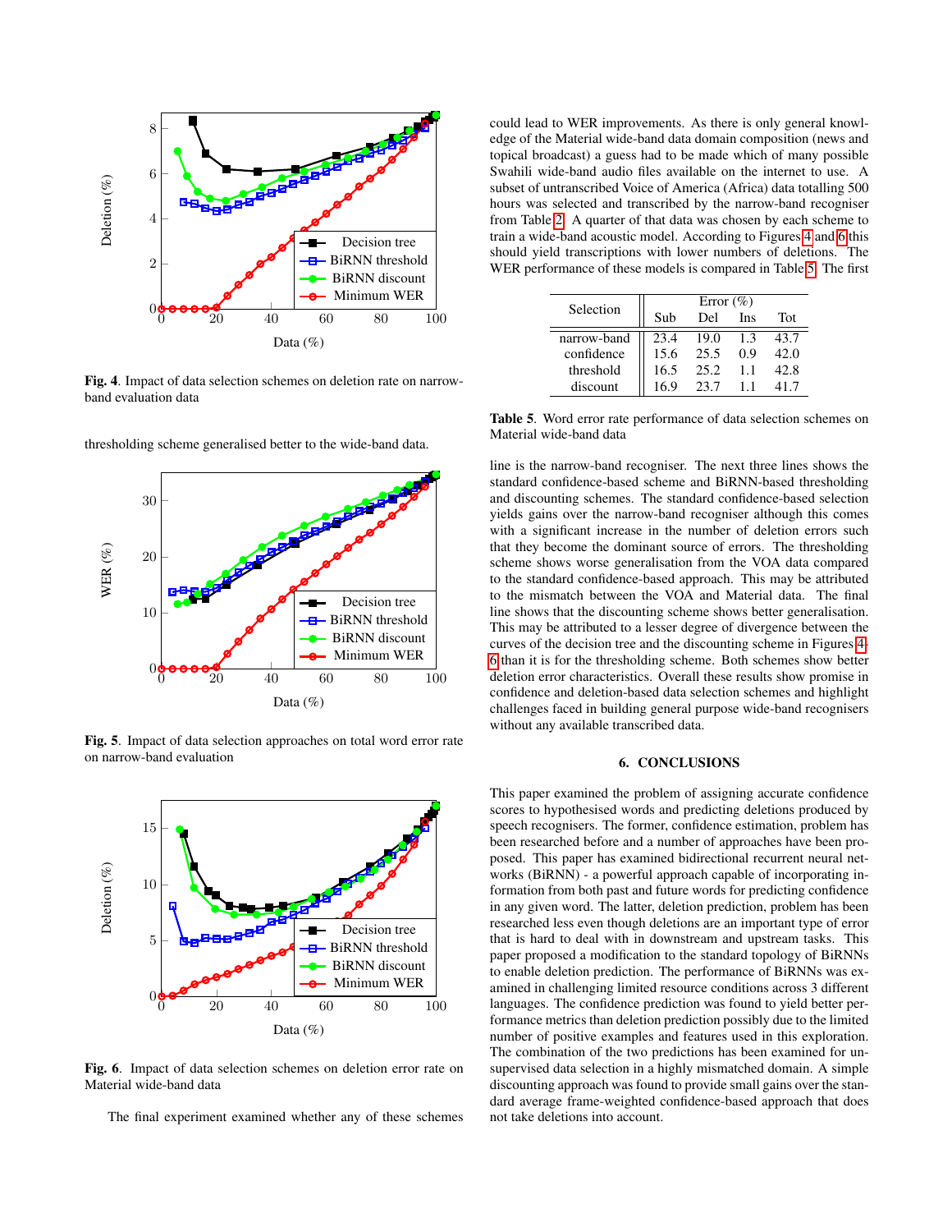Fig. 4. Impact of data selection schemes on deletion rate on narrow-band evaluation data

thresholding scheme generalised better to the wide-band data.

Fig. 5. Impact of data selection approaches on total word error rate on narrow-band evaluation

Fig. 6. Impact of data selection schemes on deletion error rate on Material wide-band data

The final experiment examined whether any of these schemes could lead to WER improvements. As there is only general knowledge of the Material wide-band data domain composition (news and topical broadcast) a guess had to be made which of many possible Swahili wide-band audio files available on the internet to use. A subset of untranscribed Voice of America (Africa) data totalling 500 hours was selected and transcribed by the narrow-band recogniser from Table 2. A quarter of that data was chosen by each scheme to train a wide-band acoustic model. According to Figures 4 and 6 this should yield transcriptions with lower numbers of deletions. The WER performance of these models is compared in Table 5. The first

| Selection | Error (%) | | | |
|---|---|---|---|---|
| | Sub | Del | Ins | Tot |
| narrow-band | 23.4 | 19.0 | 1.3 | 43.7 |
| confidence | 15.6 | 25.5 | 0.9 | 42.0 |
| threshold | 16.5 | 25.2 | 1.1 | 42.8 |
| discount | 16.9 | 23.7 | 1.1 | 41.7 |

**Table 5**. Word error rate performance of data selection schemes on Material wide-band data

line is the narrow-band recogniser. The next three lines shows the standard confidence-based scheme and BiRNN-based thresholding and discounting schemes. The standard confidence-based selection yields gains over the narrow-band recogniser although this comes with a significant increase in the number of deletion errors such that they become the dominant source of errors. The thresholding scheme shows worse generalisation from the VOA data compared to the standard confidence-based approach. This may be attributed to the mismatch between the VOA and Material data. The final line shows that the discounting scheme shows better generalisation. This may be attributed to a lesser degree of divergence between the curves of the decision tree and the discounting scheme in Figures 4-6 than it is for the thresholding scheme. Both schemes show better deletion error characteristics. Overall these results show promise in confidence and deletion-based data selection schemes and highlight challenges faced in building general purpose wide-band recognisers without any available transcribed data.

## 6. CONCLUSIONS

This paper examined the problem of assigning accurate confidence scores to hypothesised words and predicting deletions produced by speech recognisers. The former, confidence estimation, problem has been researched before and a number of approaches have been proposed. This paper has examined bidirectional recurrent neural networks (BiRNN) - a powerful approach capable of incorporating information from both past and future words for predicting confidence in any given word. The latter, deletion prediction, problem has been researched less even though deletions are an important type of error that is hard to deal with in downstream and upstream tasks. This paper proposed a modification to the standard topology of BiRNNs to enable deletion prediction. The performance of BiRNNs was examined in challenging limited resource conditions across 3 different languages. The confidence prediction was found to yield better performance metrics than deletion prediction possibly due to the limited number of positive examples and features used in this exploration. The combination of the two predictions has been examined for unsupervised data selection in a highly mismatched domain. A simple discounting approach was found to provide small gains over the standard average frame-weighted confidence-based approach that does not take deletions into account.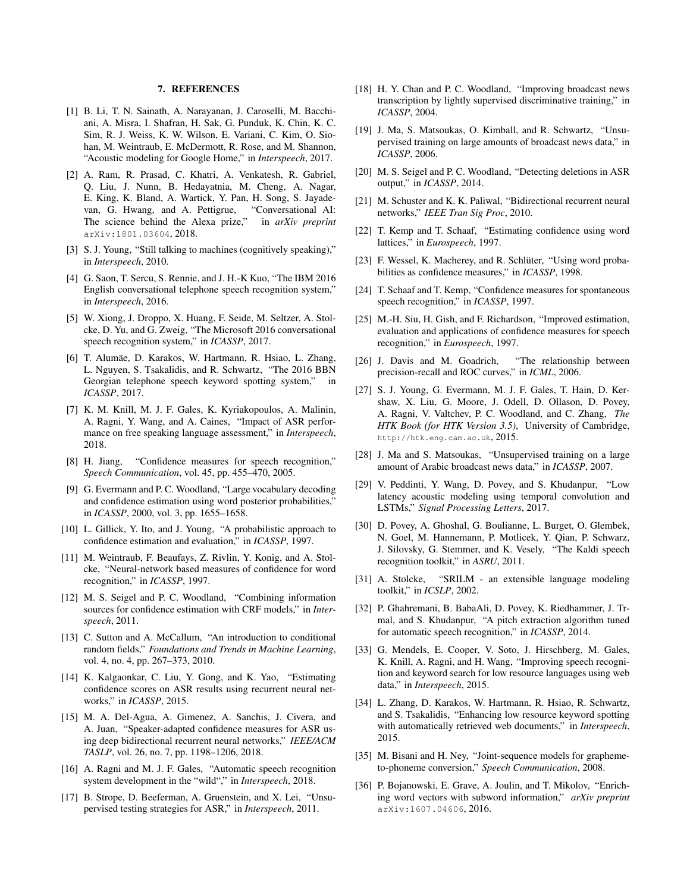# 7. REFERENCES

[1] B. Li, T. N. Sainath, A. Narayanan, J. Caroselli, M. Bacchiani, A. Misra, I. Shafran, H. Sak, G. Punduk, K. Chin, K. C. Sim, R. J. Weiss, K. W. Wilson, E. Variani, C. Kim, O. Siohan, M. Weintraub, E. McDermott, R. Rose, and M. Shannon, "Acoustic modeling for Google Home," in *Interspeech*, 2017.

[2] A. Ram, R. Prasad, C. Khatri, A. Venkatesh, R. Gabriel, Q. Liu, J. Nunn, B. Hedayatnia, M. Cheng, A. Nagar, E. King, K. Bland, A. Wartick, Y. Pan, H. Song, S. Jayadevan, G. Hwang, and A. Pettigrue, "Conversational AI: The science behind the Alexa prize," in *arXiv preprint* arXiv:1801.03604, 2018.

[3] S. J. Young, "Still talking to machines (cognitively speaking)," in *Interspeech*, 2010.

[4] G. Saon, T. Sercu, S. Rennie, and J. H.-K Kuo, "The IBM 2016 English conversational telephone speech recognition system," in *Interspeech*, 2016.

[5] W. Xiong, J. Droppo, X. Huang, F. Seide, M. Seltzer, A. Stolcke, D. Yu, and G. Zweig, "The Microsoft 2016 conversational speech recognition system," in *ICASSP*, 2017.

[6] T. Alumäe, D. Karakos, W. Hartmann, R. Hsiao, L. Zhang, L. Nguyen, S. Tsakalidis, and R. Schwartz, "The 2016 BBN Georgian telephone speech keyword spotting system," in *ICASSP*, 2017.

[7] K. M. Knill, M. J. F. Gales, K. Kyriakopoulos, A. Malinin, A. Ragni, Y. Wang, and A. Caines, "Impact of ASR performance on free speaking language assessment," in *Interspeech*, 2018.

[8] H. Jiang, "Confidence measures for speech recognition," *Speech Communication*, vol. 45, pp. 455–470, 2005.

[9] G. Evermann and P. C. Woodland, "Large vocabulary decoding and confidence estimation using word posterior probabilities," in *ICASSP*, 2000, vol. 3, pp. 1655–1658.

[10] L. Gillick, Y. Ito, and J. Young, "A probabilistic approach to confidence estimation and evaluation," in *ICASSP*, 1997.

[11] M. Weintraub, F. Beaufays, Z. Rivlin, Y. Konig, and A. Stolcke, "Neural-network based measures of confidence for word recognition," in *ICASSP*, 1997.

[12] M. S. Seigel and P. C. Woodland, "Combining information sources for confidence estimation with CRF models," in *Interspeech*, 2011.

[13] C. Sutton and A. McCallum, "An introduction to conditional random fields," *Foundations and Trends in Machine Learning*, vol. 4, no. 4, pp. 267–373, 2010.

[14] K. Kalgaonkar, C. Liu, Y. Gong, and K. Yao, "Estimating confidence scores on ASR results using recurrent neural networks," in *ICASSP*, 2015.

[15] M. A. Del-Agua, A. Gimenez, A. Sanchis, J. Civera, and A. Juan, "Speaker-adapted confidence measures for ASR using deep bidirectional recurrent neural networks," *IEEE/ACM TASLP*, vol. 26, no. 7, pp. 1198–1206, 2018.

[16] A. Ragni and M. J. F. Gales, "Automatic speech recognition system development in the "wild"," in *Interspeech*, 2018.

[17] B. Strope, D. Beeferman, A. Gruenstein, and X. Lei, "Unsupervised testing strategies for ASR," in *Interspeech*, 2011.

[18] H. Y. Chan and P. C. Woodland, "Improving broadcast news transcription by lightly supervised discriminative training," in *ICASSP*, 2004.

[19] J. Ma, S. Matsoukas, O. Kimball, and R. Schwartz, "Unsupervised training on large amounts of broadcast news data," in *ICASSP*, 2006.

[20] M. S. Seigel and P. C. Woodland, "Detecting deletions in ASR output," in *ICASSP*, 2014.

[21] M. Schuster and K. K. Paliwal, "Bidirectional recurrent neural networks," *IEEE Tran Sig Proc*, 2010.

[22] T. Kemp and T. Schaaf, "Estimating confidence using word lattices," in *Eurospeech*, 1997.

[23] F. Wessel, K. Macherey, and R. Schlüter, "Using word probabilities as confidence measures," in *ICASSP*, 1998.

[24] T. Schaaf and T. Kemp, "Confidence measures for spontaneous speech recognition," in *ICASSP*, 1997.

[25] M.-H. Siu, H. Gish, and F. Richardson, "Improved estimation, evaluation and applications of confidence measures for speech recognition," in *Eurospeech*, 1997.

[26] J. Davis and M. Goadrich, "The relationship between precision-recall and ROC curves," in *ICML*, 2006.

[27] S. J. Young, G. Evermann, M. J. F. Gales, T. Hain, D. Kershaw, X. Liu, G. Moore, J. Odell, D. Ollason, D. Povey, A. Ragni, V. Valtchev, P. C. Woodland, and C. Zhang, *The HTK Book (for HTK Version 3.5)*, University of Cambridge, http://htk.eng.cam.ac.uk, 2015.

[28] J. Ma and S. Matsoukas, "Unsupervised training on a large amount of Arabic broadcast news data," in *ICASSP*, 2007.

[29] V. Peddinti, Y. Wang, D. Povey, and S. Khudanpur, "Low latency acoustic modeling using temporal convolution and LSTMs," *Signal Processing Letters*, 2017.

[30] D. Povey, A. Ghoshal, G. Boulianne, L. Burget, O. Glembek, N. Goel, M. Hannemann, P. Motlicek, Y. Qian, P. Schwarz, J. Silovsky, G. Stemmer, and K. Vesely, "The Kaldi speech recognition toolkit," in *ASRU*, 2011.

[31] A. Stolcke, "SRILM - an extensible language modeling toolkit," in *ICSLP*, 2002.

[32] P. Ghahremani, B. BabaAli, D. Povey, K. Riedhammer, J. Trmal, and S. Khudanpur, "A pitch extraction algorithm tuned for automatic speech recognition," in *ICASSP*, 2014.

[33] G. Mendels, E. Cooper, V. Soto, J. Hirschberg, M. Gales, K. Knill, A. Ragni, and H. Wang, "Improving speech recognition and keyword search for low resource languages using web data," in *Interspeech*, 2015.

[34] L. Zhang, D. Karakos, W. Hartmann, R. Hsiao, R. Schwartz, and S. Tsakalidis, "Enhancing low resource keyword spotting with automatically retrieved web documents," in *Interspeech*, 2015.

[35] M. Bisani and H. Ney, "Joint-sequence models for grapheme-to-phoneme conversion," *Speech Communication*, 2008.

[36] P. Bojanowski, E. Grave, A. Joulin, and T. Mikolov, "Enriching word vectors with subword information," *arXiv preprint* arXiv:1607.04606, 2016.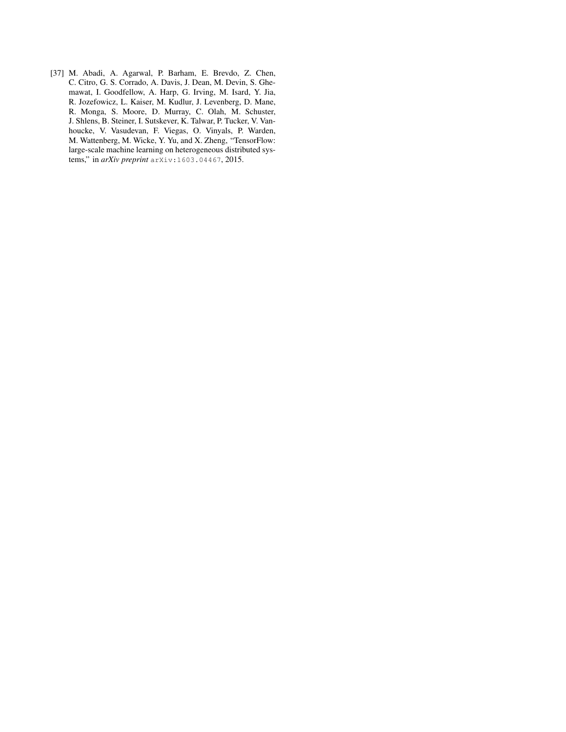[37] M. Abadi, A. Agarwal, P. Barham, E. Brevdo, Z. Chen, C. Citro, G. S. Corrado, A. Davis, J. Dean, M. Devin, S. Ghemawat, I. Goodfellow, A. Harp, G. Irving, M. Isard, Y. Jia, R. Jozefowicz, L. Kaiser, M. Kudlur, J. Levenberg, D. Mane, R. Monga, S. Moore, D. Murray, C. Olah, M. Schuster, J. Shlens, B. Steiner, I. Sutskever, K. Talwar, P. Tucker, V. Vanhoucke, V. Vasudevan, F. Viegas, O. Vinyals, P. Warden, M. Wattenberg, M. Wicke, Y. Yu, and X. Zheng, "TensorFlow: large-scale machine learning on heterogeneous distributed systems," in *arXiv preprint* `arXiv:1603.04467`, 2015.